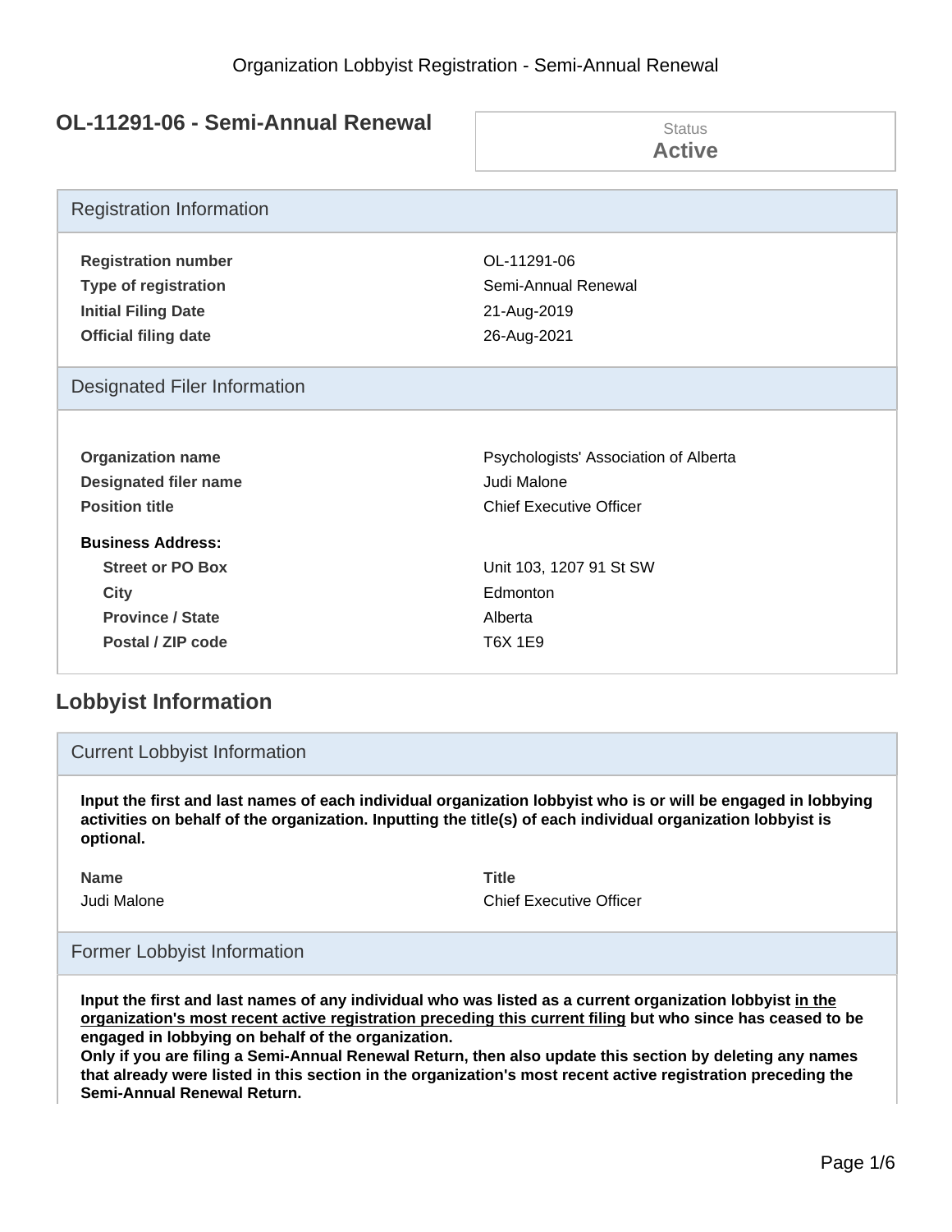Organization Lobbyist Registration - Semi-Annual Renewal

## OL-11291-06 - Semi-Annual Renewal

Status
**Active**

### Registration Information

| | |
|---|---|
| **Registration number** | OL-11291-06 |
| **Type of registration** | Semi-Annual Renewal |
| **Initial Filing Date** | 21-Aug-2019 |
| **Official filing date** | 26-Aug-2021 |

### Designated Filer Information

| | |
|---|---|
| **Organization name** | Psychologists' Association of Alberta |
| **Designated filer name** | Judi Malone |
| **Position title** | Chief Executive Officer |

**Business Address:**

| | |
|---|---|
| **Street or PO Box** | Unit 103, 1207 91 St SW |
| **City** | Edmonton |
| **Province / State** | Alberta |
| **Postal / ZIP code** | T6X 1E9 |

## Lobbyist Information

### Current Lobbyist Information

**Input the first and last names of each individual organization lobbyist who is or will be engaged in lobbying activities on behalf of the organization. Inputting the title(s) of each individual organization lobbyist is optional.**

| Name | Title |
|---|---|
| Judi Malone | Chief Executive Officer |

### Former Lobbyist Information

**Input the first and last names of any individual who was listed as a current organization lobbyist <u>in the organization's most recent active registration preceding this current filing</u> but who since has ceased to be engaged in lobbying on behalf of the organization.**
**Only if you are filing a Semi-Annual Renewal Return, then also update this section by deleting any names that already were listed in this section in the organization's most recent active registration preceding the Semi-Annual Renewal Return.**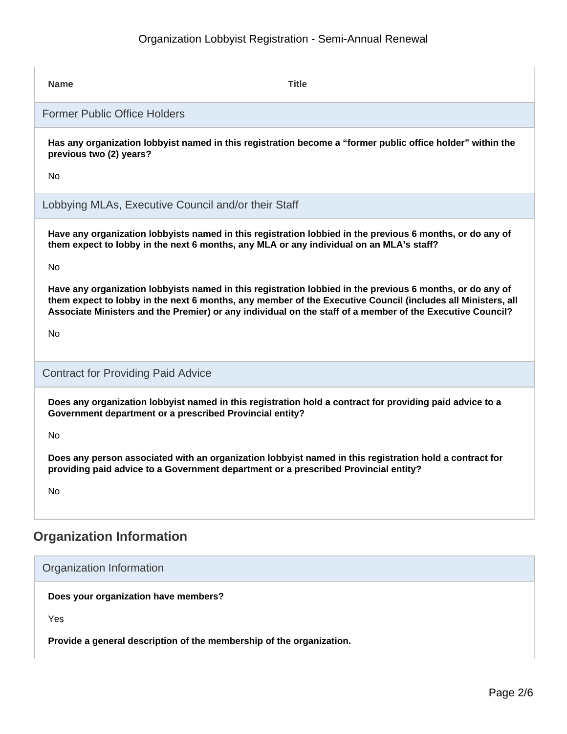| Name | Title |
| --- | --- |

### Former Public Office Holders

**Has any organization lobbyist named in this registration become a “former public office holder” within the previous two (2) years?**

No

### Lobbying MLAs, Executive Council and/or their Staff

**Have any organization lobbyists named in this registration lobbied in the previous 6 months, or do any of them expect to lobby in the next 6 months, any MLA or any individual on an MLA’s staff?**

No

**Have any organization lobbyists named in this registration lobbied in the previous 6 months, or do any of them expect to lobby in the next 6 months, any member of the Executive Council (includes all Ministers, all Associate Ministers and the Premier) or any individual on the staff of a member of the Executive Council?**

No

### Contract for Providing Paid Advice

**Does any organization lobbyist named in this registration hold a contract for providing paid advice to a Government department or a prescribed Provincial entity?**

No

**Does any person associated with an organization lobbyist named in this registration hold a contract for providing paid advice to a Government department or a prescribed Provincial entity?**

No

## Organization Information

### Organization Information

**Does your organization have members?**

Yes

**Provide a general description of the membership of the organization.**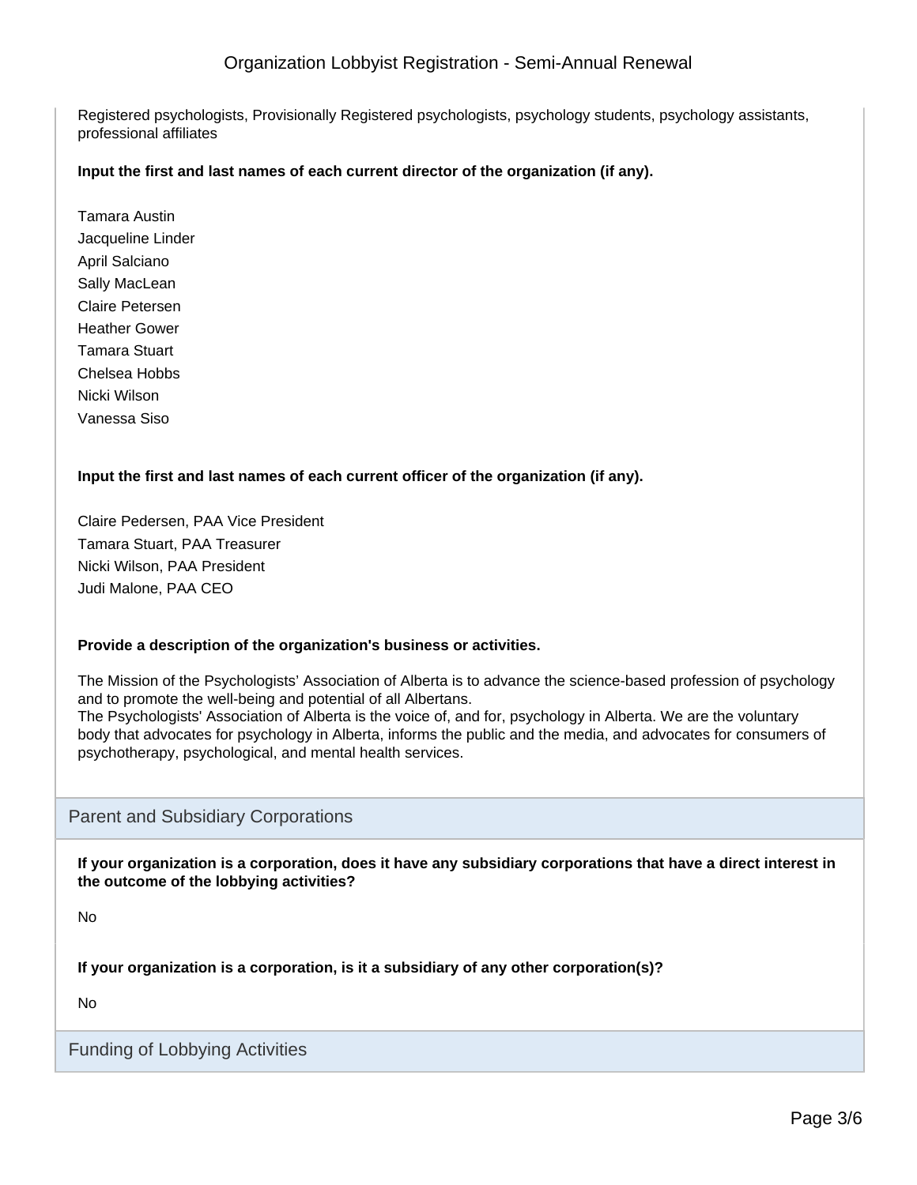Registered psychologists, Provisionally Registered psychologists, psychology students, psychology assistants, professional affiliates

**Input the first and last names of each current director of the organization (if any).**

Tamara Austin
Jacqueline Linder
April Salciano
Sally MacLean
Claire Petersen
Heather Gower
Tamara Stuart
Chelsea Hobbs
Nicki Wilson
Vanessa Siso

**Input the first and last names of each current officer of the organization (if any).**

Claire Pedersen, PAA Vice President
Tamara Stuart, PAA Treasurer
Nicki Wilson, PAA President
Judi Malone, PAA CEO

**Provide a description of the organization's business or activities.**

The Mission of the Psychologists' Association of Alberta is to advance the science-based profession of psychology and to promote the well-being and potential of all Albertans.
The Psychologists' Association of Alberta is the voice of, and for, psychology in Alberta. We are the voluntary body that advocates for psychology in Alberta, informs the public and the media, and advocates for consumers of psychotherapy, psychological, and mental health services.

## Parent and Subsidiary Corporations

**If your organization is a corporation, does it have any subsidiary corporations that have a direct interest in the outcome of the lobbying activities?**

No

**If your organization is a corporation, is it a subsidiary of any other corporation(s)?**

No

## Funding of Lobbying Activities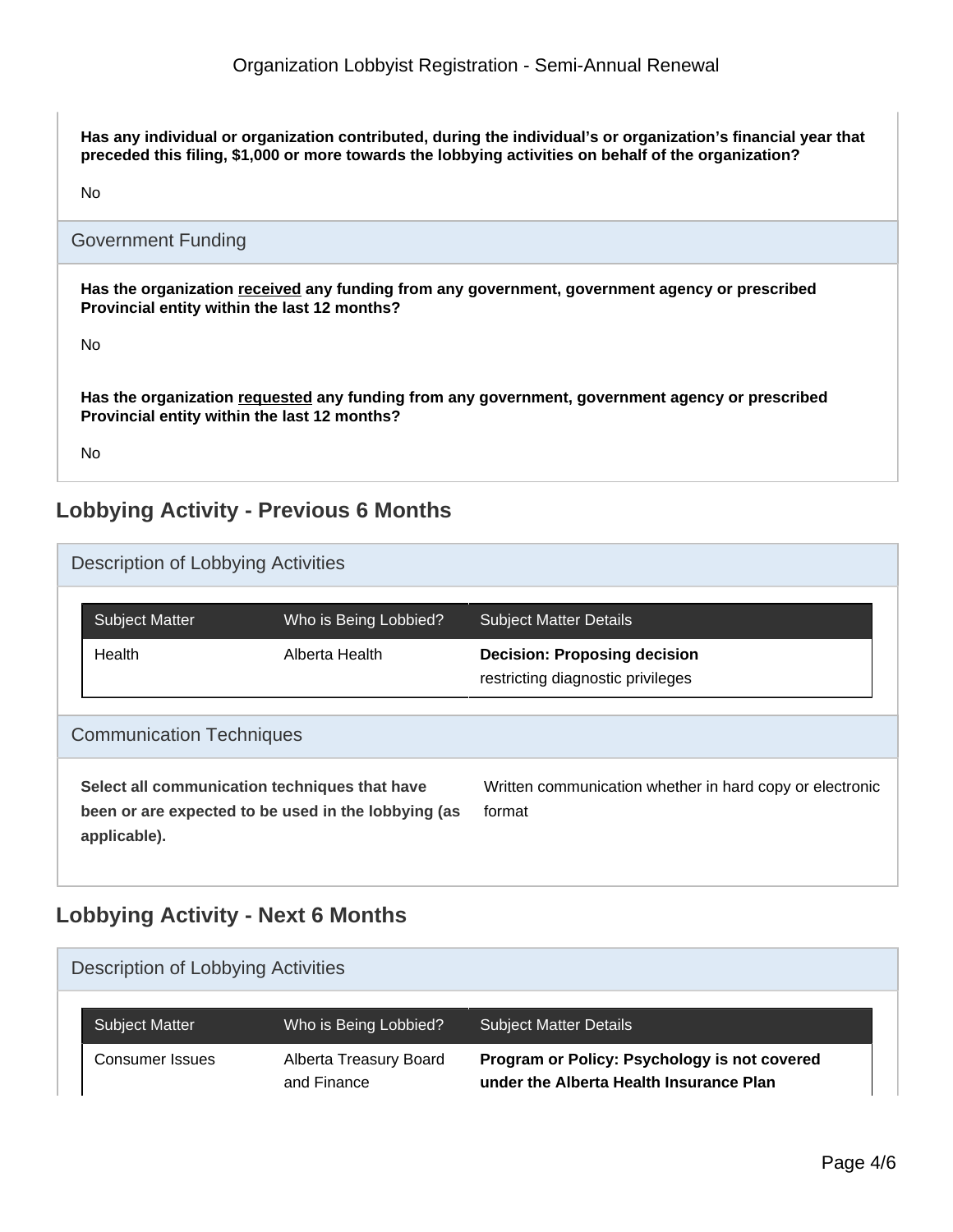**Has any individual or organization contributed, during the individual's or organization's financial year that preceded this filing, $1,000 or more towards the lobbying activities on behalf of the organization?**

No

### Government Funding

**Has the organization received any funding from any government, government agency or prescribed Provincial entity within the last 12 months?**

No

**Has the organization requested any funding from any government, government agency or prescribed Provincial entity within the last 12 months?**

No

## Lobbying Activity - Previous 6 Months

### Description of Lobbying Activities

| Subject Matter | Who is Being Lobbied? | Subject Matter Details |
| --- | --- | --- |
| Health | Alberta Health | **Decision: Proposing decision** restricting diagnostic privileges |

### Communication Techniques

| **Select all communication techniques that have been or are expected to be used in the lobbying (as applicable).** | Written communication whether in hard copy or electronic format |
| --- | --- |

## Lobbying Activity - Next 6 Months

### Description of Lobbying Activities

| Subject Matter | Who is Being Lobbied? | Subject Matter Details |
| --- | --- | --- |
| Consumer Issues | Alberta Treasury Board and Finance | **Program or Policy: Psychology is not covered under the Alberta Health Insurance Plan** |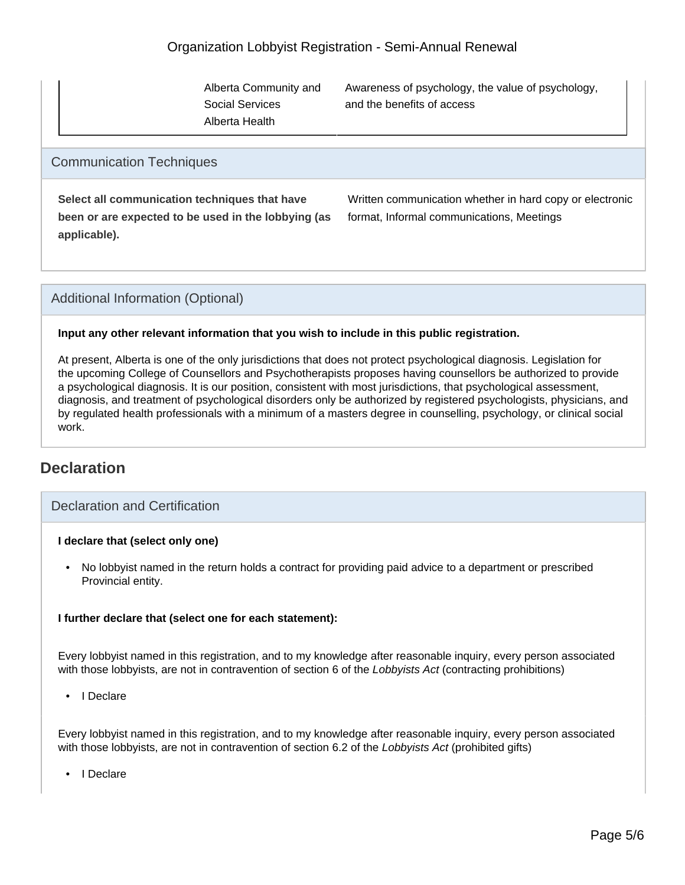| | | |
|---|---|---|
| | Alberta Community and Social Services<br>Alberta Health | Awareness of psychology, the value of psychology, and the benefits of access |

### Communication Techniques

**Select all communication techniques that have been or are expected to be used in the lobbying (as applicable).**

Written communication whether in hard copy or electronic format, Informal communications, Meetings

### Additional Information (Optional)

**Input any other relevant information that you wish to include in this public registration.**

At present, Alberta is one of the only jurisdictions that does not protect psychological diagnosis. Legislation for the upcoming College of Counsellors and Psychotherapists proposes having counsellors be authorized to provide a psychological diagnosis. It is our position, consistent with most jurisdictions, that psychological assessment, diagnosis, and treatment of psychological disorders only be authorized by registered psychologists, physicians, and by regulated health professionals with a minimum of a masters degree in counselling, psychology, or clinical social work.

## Declaration

### Declaration and Certification

**I declare that (select only one)**

- No lobbyist named in the return holds a contract for providing paid advice to a department or prescribed Provincial entity.

**I further declare that (select one for each statement):**

Every lobbyist named in this registration, and to my knowledge after reasonable inquiry, every person associated with those lobbyists, are not in contravention of section 6 of the *Lobbyists Act* (contracting prohibitions)

- I Declare

Every lobbyist named in this registration, and to my knowledge after reasonable inquiry, every person associated with those lobbyists, are not in contravention of section 6.2 of the *Lobbyists Act* (prohibited gifts)

- I Declare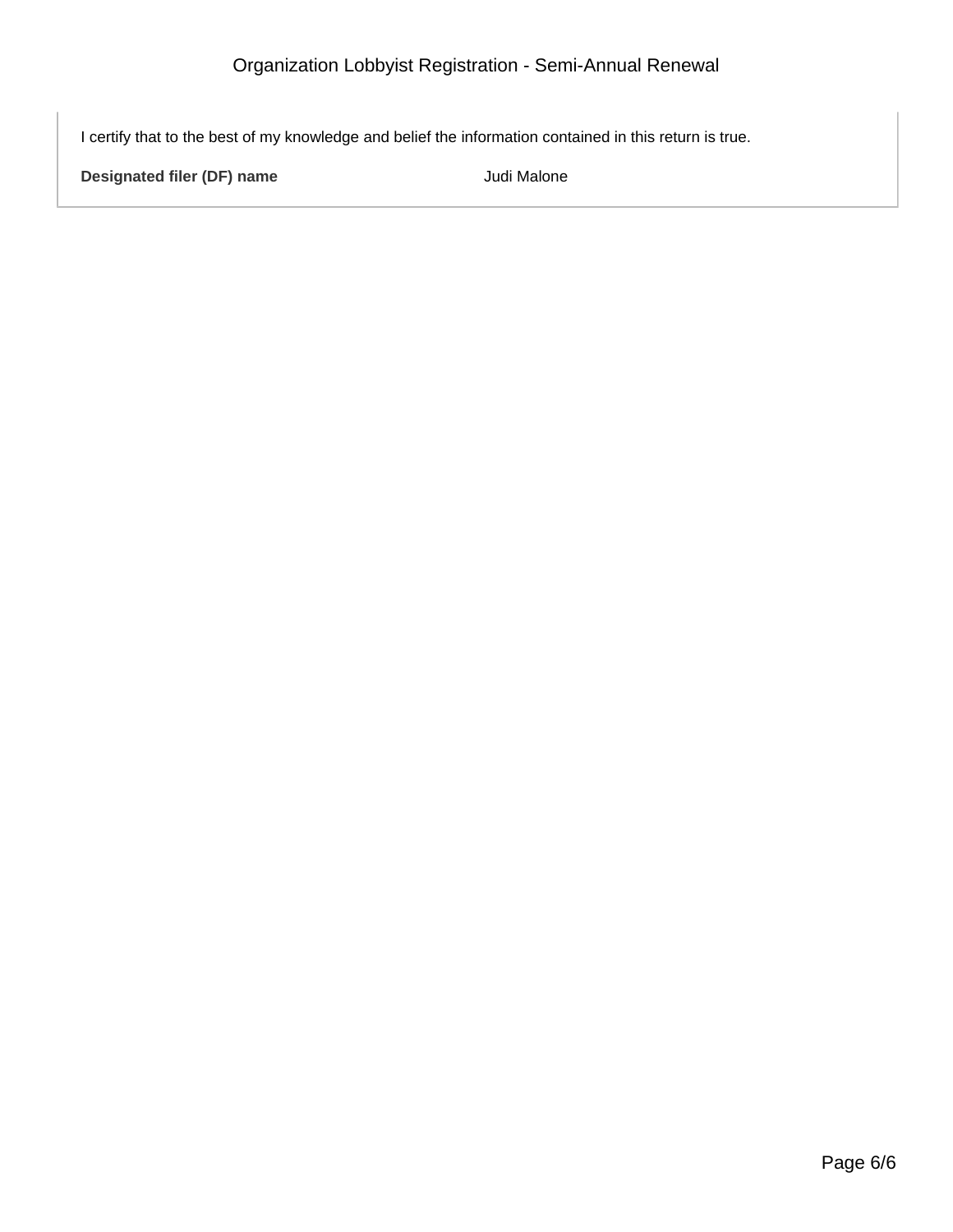I certify that to the best of my knowledge and belief the information contained in this return is true.

| | |
|---|---|
| **Designated filer (DF) name** | Judi Malone |